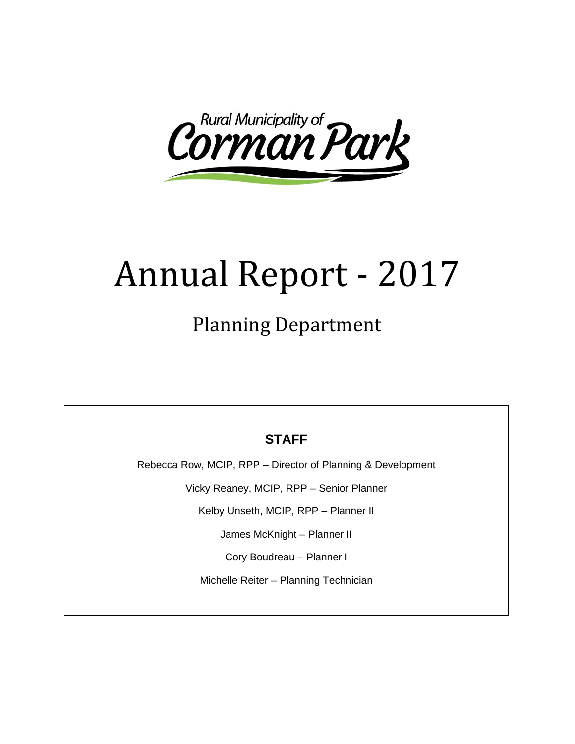Rural Municipality of Corman Park

# Annual Report - 2017

## Planning Department

**STAFF**

Rebecca Row, MCIP, RPP – Director of Planning & Development

Vicky Reaney, MCIP, RPP – Senior Planner

Kelby Unseth, MCIP, RPP – Planner II

James McKnight – Planner II

Cory Boudreau – Planner I

Michelle Reiter – Planning Technician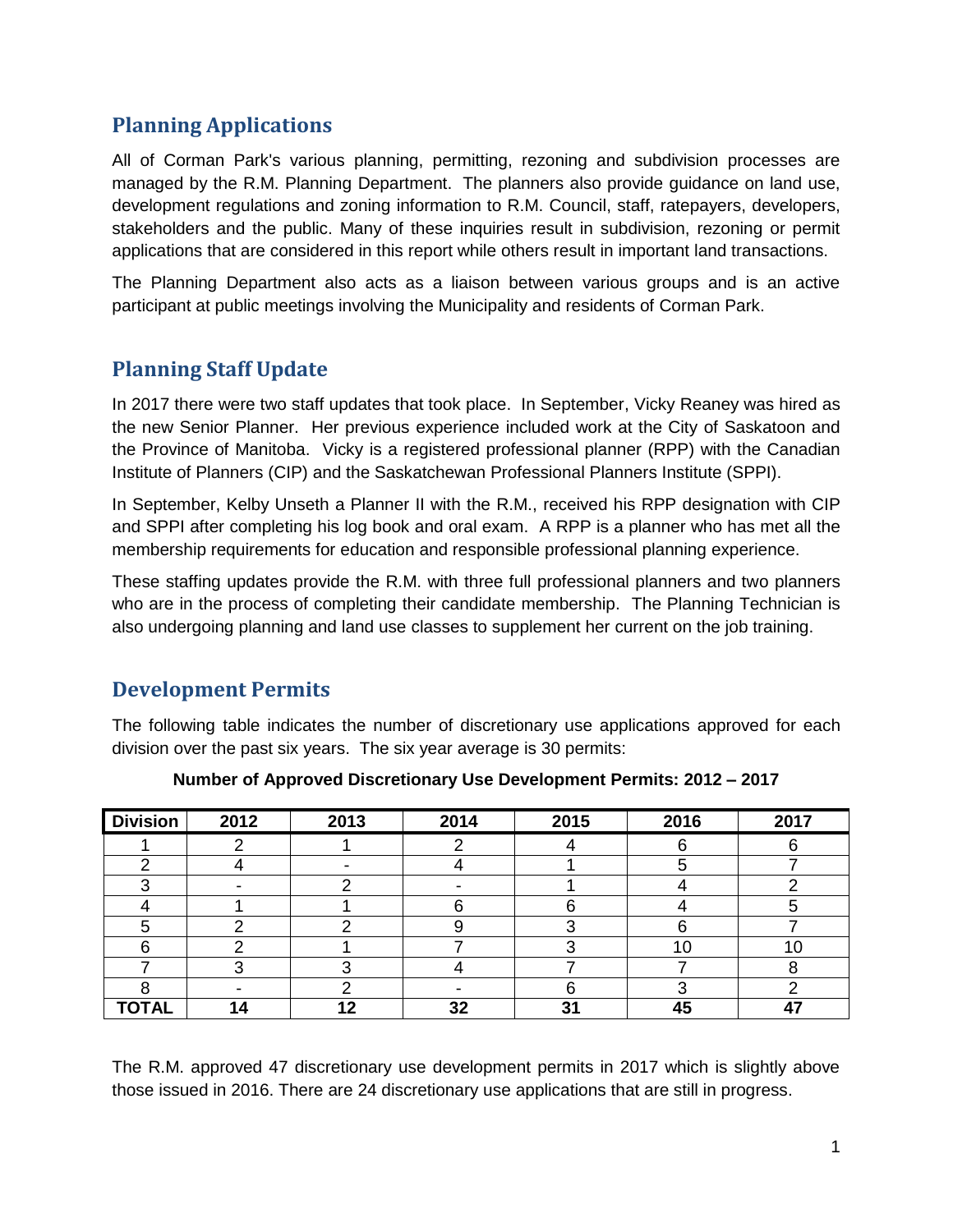## Planning Applications

All of Corman Park's various planning, permitting, rezoning and subdivision processes are managed by the R.M. Planning Department. The planners also provide guidance on land use, development regulations and zoning information to R.M. Council, staff, ratepayers, developers, stakeholders and the public. Many of these inquiries result in subdivision, rezoning or permit applications that are considered in this report while others result in important land transactions.

The Planning Department also acts as a liaison between various groups and is an active participant at public meetings involving the Municipality and residents of Corman Park.

## Planning Staff Update

In 2017 there were two staff updates that took place. In September, Vicky Reaney was hired as the new Senior Planner. Her previous experience included work at the City of Saskatoon and the Province of Manitoba. Vicky is a registered professional planner (RPP) with the Canadian Institute of Planners (CIP) and the Saskatchewan Professional Planners Institute (SPPI).

In September, Kelby Unseth a Planner II with the R.M., received his RPP designation with CIP and SPPI after completing his log book and oral exam. A RPP is a planner who has met all the membership requirements for education and responsible professional planning experience.

These staffing updates provide the R.M. with three full professional planners and two planners who are in the process of completing their candidate membership. The Planning Technician is also undergoing planning and land use classes to supplement her current on the job training.

## Development Permits

The following table indicates the number of discretionary use applications approved for each division over the past six years. The six year average is 30 permits:

**Number of Approved Discretionary Use Development Permits: 2012 – 2017**

| Division | 2012 | 2013 | 2014 | 2015 | 2016 | 2017 |
|---|---|---|---|---|---|---|
| 1 | 2 | 1 | 2 | 4 | 6 | 6 |
| 2 | 4 | - | 4 | 1 | 5 | 7 |
| 3 | - | 2 | - | 1 | 4 | 2 |
| 4 | 1 | 1 | 6 | 6 | 4 | 5 |
| 5 | 2 | 2 | 9 | 3 | 6 | 7 |
| 6 | 2 | 1 | 7 | 3 | 10 | 10 |
| 7 | 3 | 3 | 4 | 7 | 7 | 8 |
| 8 | - | 2 | - | 6 | 3 | 2 |
| **TOTAL** | **14** | **12** | **32** | **31** | **45** | **47** |

The R.M. approved 47 discretionary use development permits in 2017 which is slightly above those issued in 2016. There are 24 discretionary use applications that are still in progress.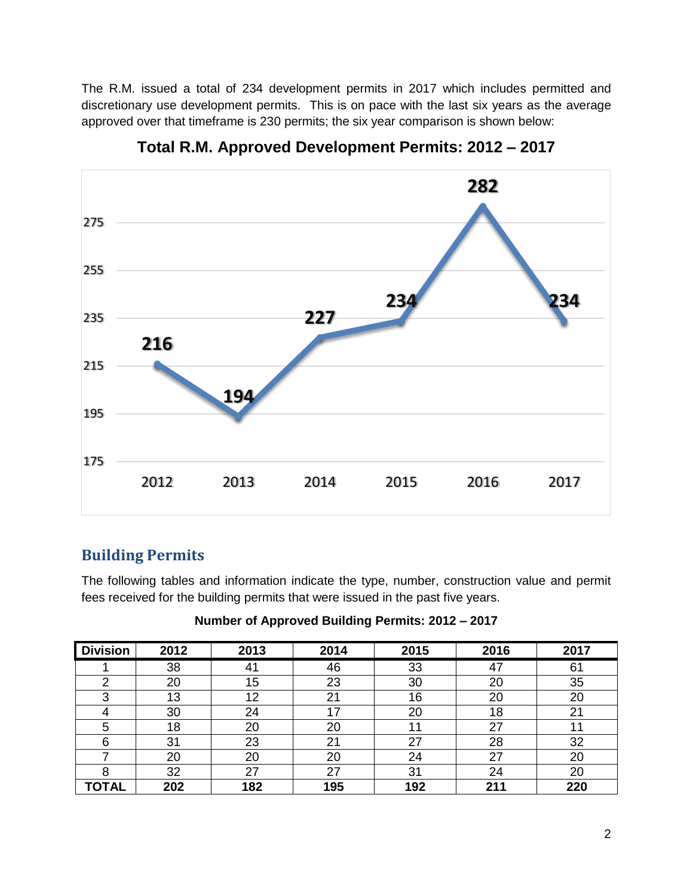The R.M. issued a total of 234 development permits in 2017 which includes permitted and discretionary use development permits. This is on pace with the last six years as the average approved over that timeframe is 230 permits; the six year comparison is shown below:

**Total R.M. Approved Development Permits: 2012 – 2017**

| Year | Permits |
|---|---|
| 2012 | 216 |
| 2013 | 194 |
| 2014 | 227 |
| 2015 | 234 |
| 2016 | 282 |
| 2017 | 234 |

## Building Permits

The following tables and information indicate the type, number, construction value and permit fees received for the building permits that were issued in the past five years.

**Number of Approved Building Permits: 2012 – 2017**

| Division | 2012 | 2013 | 2014 | 2015 | 2016 | 2017 |
|---|---|---|---|---|---|---|
| 1 | 38 | 41 | 46 | 33 | 47 | 61 |
| 2 | 20 | 15 | 23 | 30 | 20 | 35 |
| 3 | 13 | 12 | 21 | 16 | 20 | 20 |
| 4 | 30 | 24 | 17 | 20 | 18 | 21 |
| 5 | 18 | 20 | 20 | 11 | 27 | 11 |
| 6 | 31 | 23 | 21 | 27 | 28 | 32 |
| 7 | 20 | 20 | 20 | 24 | 27 | 20 |
| 8 | 32 | 27 | 27 | 31 | 24 | 20 |
| **TOTAL** | **202** | **182** | **195** | **192** | **211** | **220** |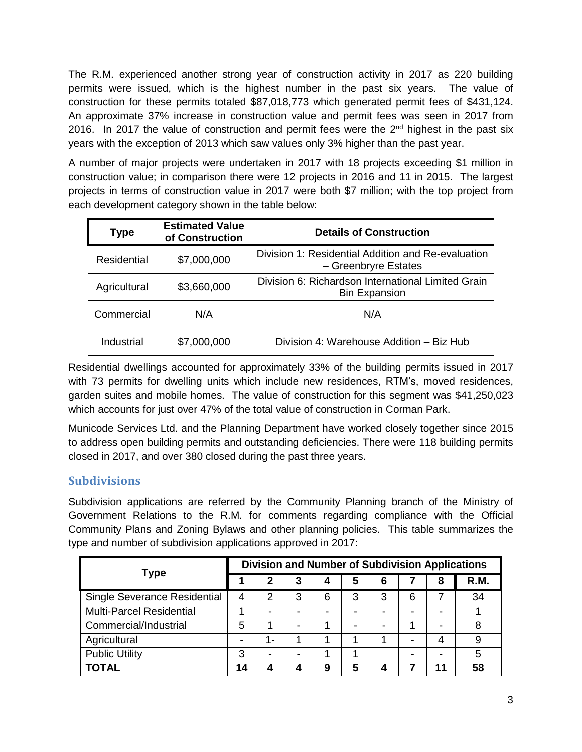The R.M. experienced another strong year of construction activity in 2017 as 220 building permits were issued, which is the highest number in the past six years. The value of construction for these permits totaled $87,018,773 which generated permit fees of $431,124. An approximate 37% increase in construction value and permit fees was seen in 2017 from 2016. In 2017 the value of construction and permit fees were the 2nd highest in the past six years with the exception of 2013 which saw values only 3% higher than the past year.

A number of major projects were undertaken in 2017 with 18 projects exceeding $1 million in construction value; in comparison there were 12 projects in 2016 and 11 in 2015. The largest projects in terms of construction value in 2017 were both $7 million; with the top project from each development category shown in the table below:

| Type | Estimated Value of Construction | Details of Construction |
|---|---|---|
| Residential | $7,000,000 | Division 1: Residential Addition and Re-evaluation – Greenbryre Estates |
| Agricultural | $3,660,000 | Division 6: Richardson International Limited Grain Bin Expansion |
| Commercial | N/A | N/A |
| Industrial | $7,000,000 | Division 4: Warehouse Addition – Biz Hub |

Residential dwellings accounted for approximately 33% of the building permits issued in 2017 with 73 permits for dwelling units which include new residences, RTM's, moved residences, garden suites and mobile homes. The value of construction for this segment was $41,250,023 which accounts for just over 47% of the total value of construction in Corman Park.

Municode Services Ltd. and the Planning Department have worked closely together since 2015 to address open building permits and outstanding deficiencies. There were 118 building permits closed in 2017, and over 380 closed during the past three years.

## Subdivisions

Subdivision applications are referred by the Community Planning branch of the Ministry of Government Relations to the R.M. for comments regarding compliance with the Official Community Plans and Zoning Bylaws and other planning policies. This table summarizes the type and number of subdivision applications approved in 2017:

| Type | Division and Number of Subdivision Applications | | | | | | | | |
|---|---|---|---|---|---|---|---|---|---|
| | 1 | 2 | 3 | 4 | 5 | 6 | 7 | 8 | R.M. |
| Single Severance Residential | 4 | 2 | 3 | 6 | 3 | 3 | 6 | 7 | 34 |
| Multi-Parcel Residential | 1 | - | - | - | - | - | - | - | 1 |
| Commercial/Industrial | 5 | 1 | - | 1 | - | - | 1 | - | 8 |
| Agricultural | - | 1- | 1 | 1 | 1 | 1 | - | 4 | 9 |
| Public Utility | 3 | - | - | 1 | 1 | | - | - | 5 |
| **TOTAL** | **14** | **4** | **4** | **9** | **5** | **4** | **7** | **11** | **58** |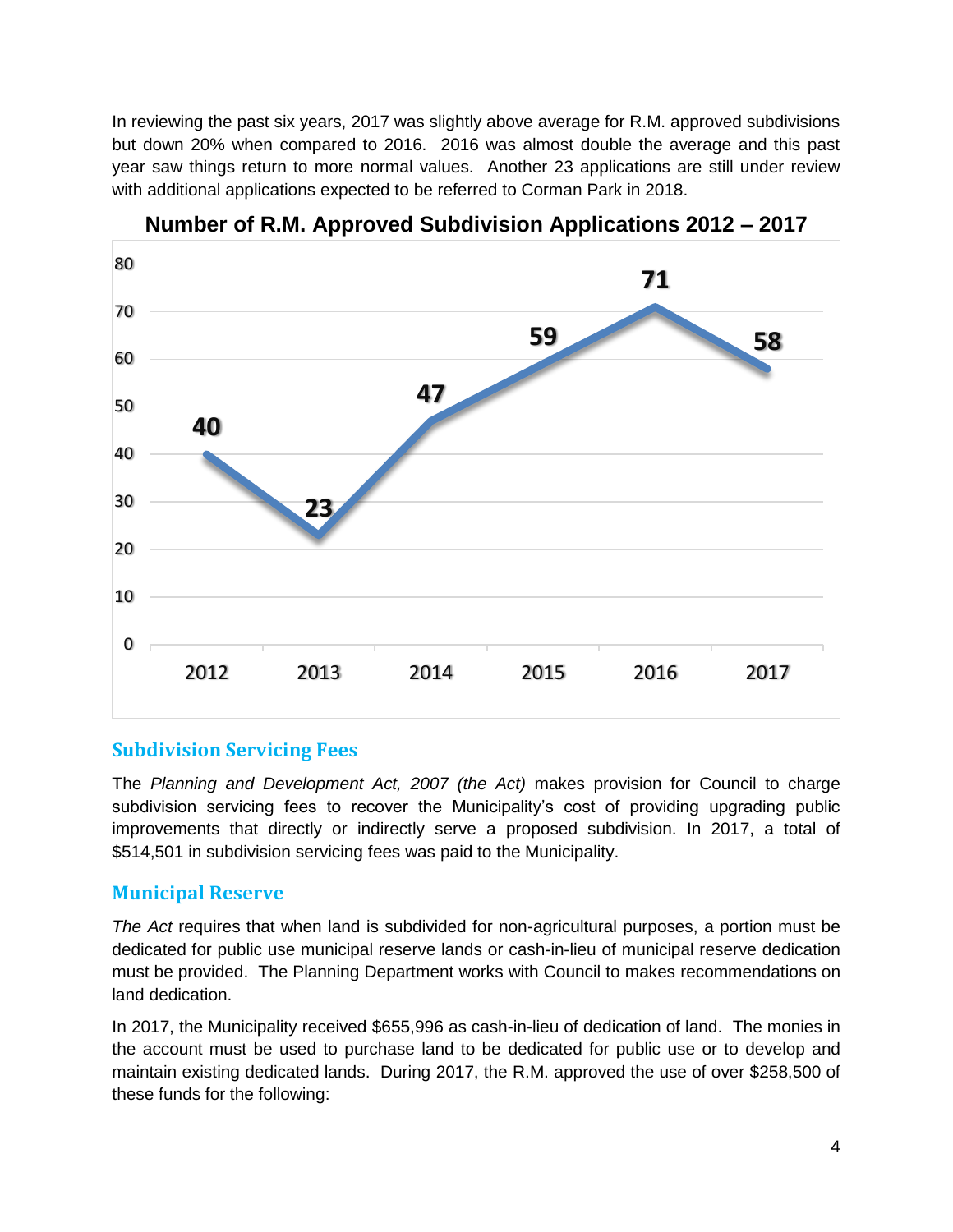In reviewing the past six years, 2017 was slightly above average for R.M. approved subdivisions but down 20% when compared to 2016. 2016 was almost double the average and this past year saw things return to more normal values. Another 23 applications are still under review with additional applications expected to be referred to Corman Park in 2018.

**Number of R.M. Approved Subdivision Applications 2012 – 2017**

| 2012 | 2013 | 2014 | 2015 | 2016 | 2017 |
|---|---|---|---|---|---|
| 40 | 23 | 47 | 59 | 71 | 58 |

## Subdivision Servicing Fees

The *Planning and Development Act, 2007 (the Act)* makes provision for Council to charge subdivision servicing fees to recover the Municipality's cost of providing upgrading public improvements that directly or indirectly serve a proposed subdivision. In 2017, a total of $514,501 in subdivision servicing fees was paid to the Municipality.

## Municipal Reserve

*The Act* requires that when land is subdivided for non-agricultural purposes, a portion must be dedicated for public use municipal reserve lands or cash-in-lieu of municipal reserve dedication must be provided. The Planning Department works with Council to makes recommendations on land dedication.

In 2017, the Municipality received $655,996 as cash-in-lieu of dedication of land. The monies in the account must be used to purchase land to be dedicated for public use or to develop and maintain existing dedicated lands. During 2017, the R.M. approved the use of over $258,500 of these funds for the following: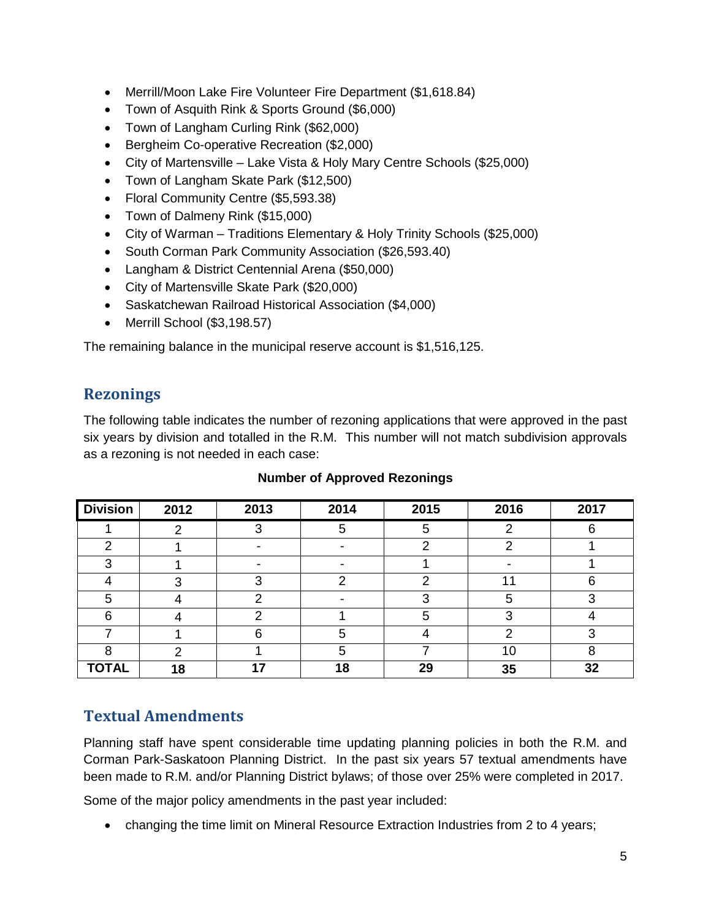- Merrill/Moon Lake Fire Volunteer Fire Department ($1,618.84)
- Town of Asquith Rink & Sports Ground ($6,000)
- Town of Langham Curling Rink ($62,000)
- Bergheim Co-operative Recreation ($2,000)
- City of Martensville – Lake Vista & Holy Mary Centre Schools ($25,000)
- Town of Langham Skate Park ($12,500)
- Floral Community Centre ($5,593.38)
- Town of Dalmeny Rink ($15,000)
- City of Warman – Traditions Elementary & Holy Trinity Schools ($25,000)
- South Corman Park Community Association ($26,593.40)
- Langham & District Centennial Arena ($50,000)
- City of Martensville Skate Park ($20,000)
- Saskatchewan Railroad Historical Association ($4,000)
- Merrill School ($3,198.57)

The remaining balance in the municipal reserve account is $1,516,125.

## Rezonings

The following table indicates the number of rezoning applications that were approved in the past six years by division and totalled in the R.M. This number will not match subdivision approvals as a rezoning is not needed in each case:

**Number of Approved Rezonings**

| Division | 2012 | 2013 | 2014 | 2015 | 2016 | 2017 |
|---|---|---|---|---|---|---|
| 1 | 2 | 3 | 5 | 5 | 2 | 6 |
| 2 | 1 | - | - | 2 | 2 | 1 |
| 3 | 1 | - | - | 1 | - | 1 |
| 4 | 3 | 3 | 2 | 2 | 11 | 6 |
| 5 | 4 | 2 | - | 3 | 5 | 3 |
| 6 | 4 | 2 | 1 | 5 | 3 | 4 |
| 7 | 1 | 6 | 5 | 4 | 2 | 3 |
| 8 | 2 | 1 | 5 | 7 | 10 | 8 |
| **TOTAL** | **18** | **17** | **18** | **29** | **35** | **32** |

## Textual Amendments

Planning staff have spent considerable time updating planning policies in both the R.M. and Corman Park-Saskatoon Planning District. In the past six years 57 textual amendments have been made to R.M. and/or Planning District bylaws; of those over 25% were completed in 2017.

Some of the major policy amendments in the past year included:

- changing the time limit on Mineral Resource Extraction Industries from 2 to 4 years;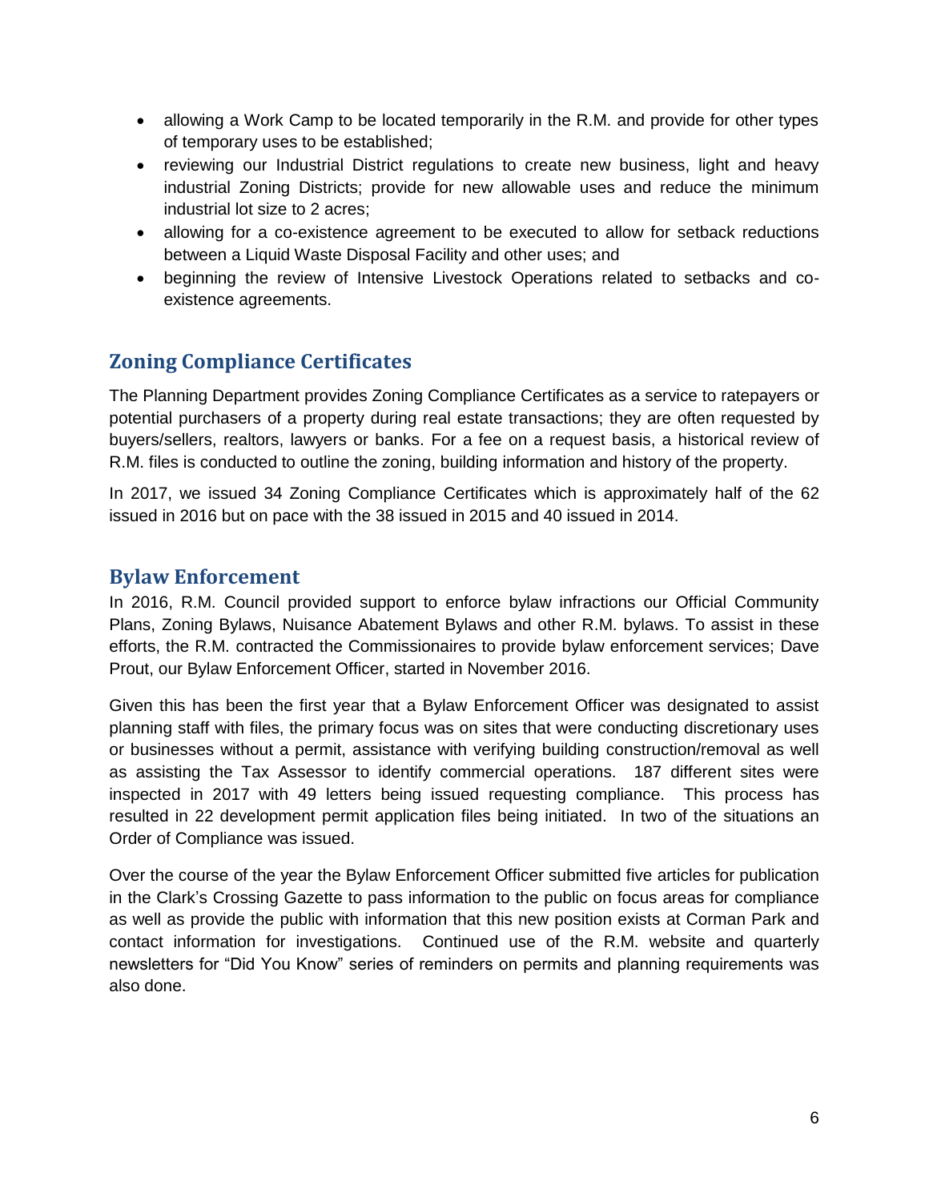- allowing a Work Camp to be located temporarily in the R.M. and provide for other types of temporary uses to be established;
- reviewing our Industrial District regulations to create new business, light and heavy industrial Zoning Districts; provide for new allowable uses and reduce the minimum industrial lot size to 2 acres;
- allowing for a co-existence agreement to be executed to allow for setback reductions between a Liquid Waste Disposal Facility and other uses; and
- beginning the review of Intensive Livestock Operations related to setbacks and co-existence agreements.

## Zoning Compliance Certificates

The Planning Department provides Zoning Compliance Certificates as a service to ratepayers or potential purchasers of a property during real estate transactions; they are often requested by buyers/sellers, realtors, lawyers or banks. For a fee on a request basis, a historical review of R.M. files is conducted to outline the zoning, building information and history of the property.

In 2017, we issued 34 Zoning Compliance Certificates which is approximately half of the 62 issued in 2016 but on pace with the 38 issued in 2015 and 40 issued in 2014.

## Bylaw Enforcement

In 2016, R.M. Council provided support to enforce bylaw infractions our Official Community Plans, Zoning Bylaws, Nuisance Abatement Bylaws and other R.M. bylaws. To assist in these efforts, the R.M. contracted the Commissionaires to provide bylaw enforcement services; Dave Prout, our Bylaw Enforcement Officer, started in November 2016.

Given this has been the first year that a Bylaw Enforcement Officer was designated to assist planning staff with files, the primary focus was on sites that were conducting discretionary uses or businesses without a permit, assistance with verifying building construction/removal as well as assisting the Tax Assessor to identify commercial operations. 187 different sites were inspected in 2017 with 49 letters being issued requesting compliance. This process has resulted in 22 development permit application files being initiated. In two of the situations an Order of Compliance was issued.

Over the course of the year the Bylaw Enforcement Officer submitted five articles for publication in the Clark's Crossing Gazette to pass information to the public on focus areas for compliance as well as provide the public with information that this new position exists at Corman Park and contact information for investigations. Continued use of the R.M. website and quarterly newsletters for "Did You Know" series of reminders on permits and planning requirements was also done.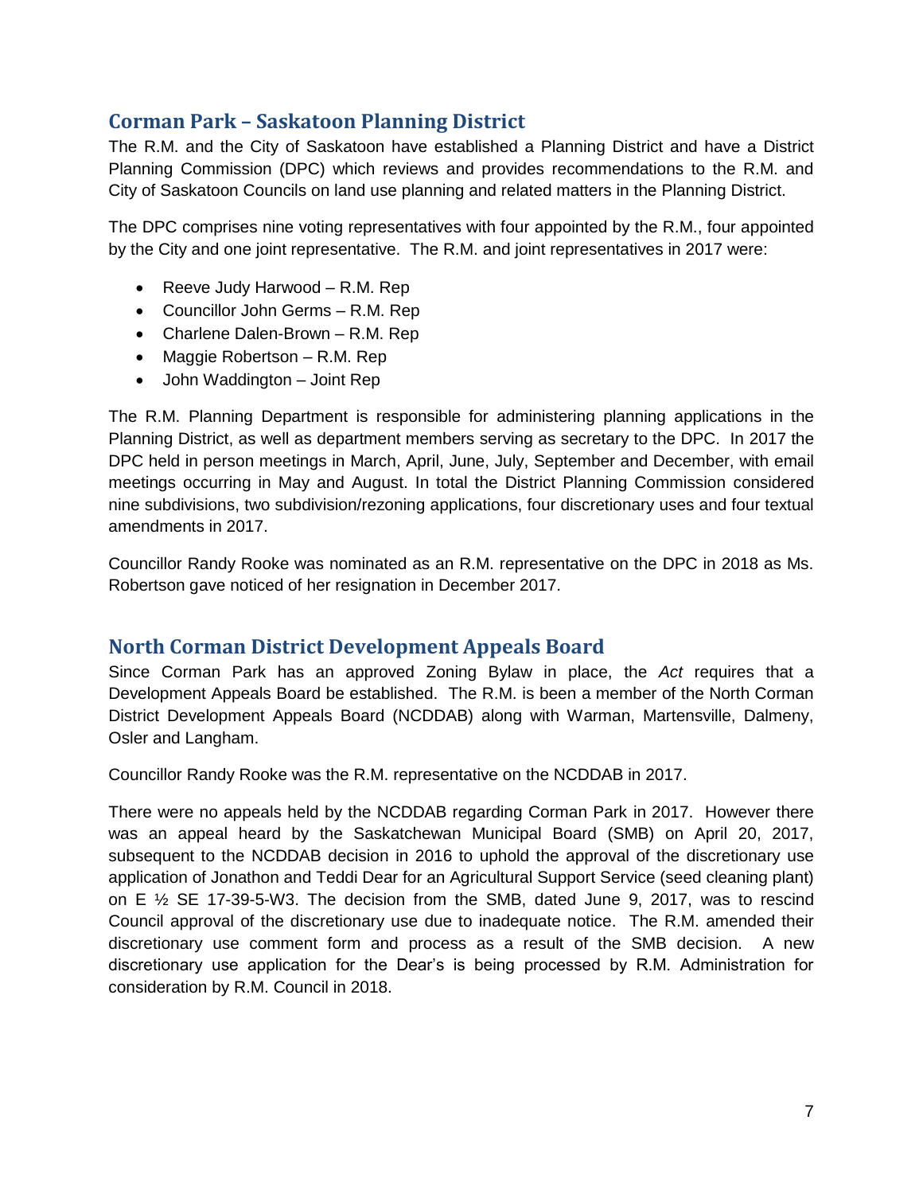## Corman Park – Saskatoon Planning District

The R.M. and the City of Saskatoon have established a Planning District and have a District Planning Commission (DPC) which reviews and provides recommendations to the R.M. and City of Saskatoon Councils on land use planning and related matters in the Planning District.

The DPC comprises nine voting representatives with four appointed by the R.M., four appointed by the City and one joint representative. The R.M. and joint representatives in 2017 were:

- Reeve Judy Harwood – R.M. Rep
- Councillor John Germs – R.M. Rep
- Charlene Dalen-Brown – R.M. Rep
- Maggie Robertson – R.M. Rep
- John Waddington – Joint Rep

The R.M. Planning Department is responsible for administering planning applications in the Planning District, as well as department members serving as secretary to the DPC. In 2017 the DPC held in person meetings in March, April, June, July, September and December, with email meetings occurring in May and August. In total the District Planning Commission considered nine subdivisions, two subdivision/rezoning applications, four discretionary uses and four textual amendments in 2017.

Councillor Randy Rooke was nominated as an R.M. representative on the DPC in 2018 as Ms. Robertson gave noticed of her resignation in December 2017.

## North Corman District Development Appeals Board

Since Corman Park has an approved Zoning Bylaw in place, the *Act* requires that a Development Appeals Board be established. The R.M. is been a member of the North Corman District Development Appeals Board (NCDDAB) along with Warman, Martensville, Dalmeny, Osler and Langham.

Councillor Randy Rooke was the R.M. representative on the NCDDAB in 2017.

There were no appeals held by the NCDDAB regarding Corman Park in 2017. However there was an appeal heard by the Saskatchewan Municipal Board (SMB) on April 20, 2017, subsequent to the NCDDAB decision in 2016 to uphold the approval of the discretionary use application of Jonathon and Teddi Dear for an Agricultural Support Service (seed cleaning plant) on E ½ SE 17-39-5-W3. The decision from the SMB, dated June 9, 2017, was to rescind Council approval of the discretionary use due to inadequate notice. The R.M. amended their discretionary use comment form and process as a result of the SMB decision. A new discretionary use application for the Dear's is being processed by R.M. Administration for consideration by R.M. Council in 2018.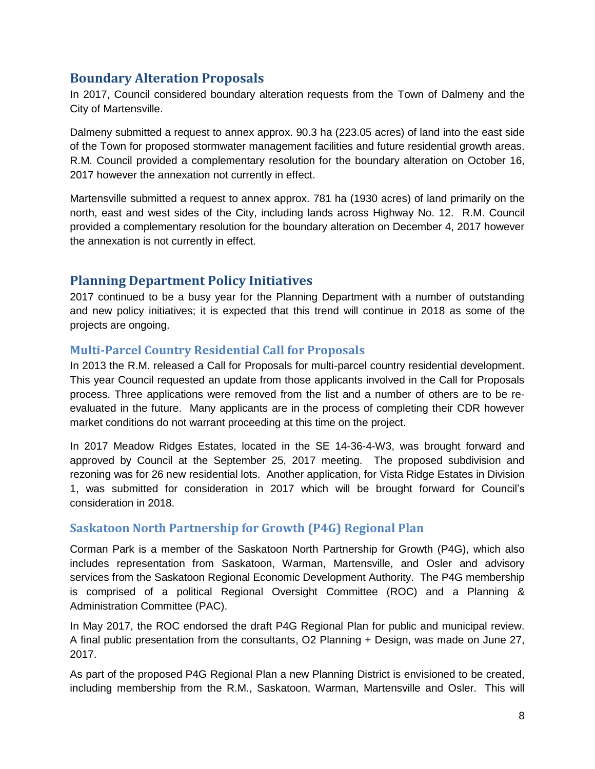## Boundary Alteration Proposals

In 2017, Council considered boundary alteration requests from the Town of Dalmeny and the City of Martensville.

Dalmeny submitted a request to annex approx. 90.3 ha (223.05 acres) of land into the east side of the Town for proposed stormwater management facilities and future residential growth areas. R.M. Council provided a complementary resolution for the boundary alteration on October 16, 2017 however the annexation not currently in effect.

Martensville submitted a request to annex approx. 781 ha (1930 acres) of land primarily on the north, east and west sides of the City, including lands across Highway No. 12. R.M. Council provided a complementary resolution for the boundary alteration on December 4, 2017 however the annexation is not currently in effect.

## Planning Department Policy Initiatives

2017 continued to be a busy year for the Planning Department with a number of outstanding and new policy initiatives; it is expected that this trend will continue in 2018 as some of the projects are ongoing.

### Multi-Parcel Country Residential Call for Proposals

In 2013 the R.M. released a Call for Proposals for multi-parcel country residential development. This year Council requested an update from those applicants involved in the Call for Proposals process. Three applications were removed from the list and a number of others are to be re-evaluated in the future. Many applicants are in the process of completing their CDR however market conditions do not warrant proceeding at this time on the project.

In 2017 Meadow Ridges Estates, located in the SE 14-36-4-W3, was brought forward and approved by Council at the September 25, 2017 meeting. The proposed subdivision and rezoning was for 26 new residential lots. Another application, for Vista Ridge Estates in Division 1, was submitted for consideration in 2017 which will be brought forward for Council's consideration in 2018.

### Saskatoon North Partnership for Growth (P4G) Regional Plan

Corman Park is a member of the Saskatoon North Partnership for Growth (P4G), which also includes representation from Saskatoon, Warman, Martensville, and Osler and advisory services from the Saskatoon Regional Economic Development Authority. The P4G membership is comprised of a political Regional Oversight Committee (ROC) and a Planning & Administration Committee (PAC).

In May 2017, the ROC endorsed the draft P4G Regional Plan for public and municipal review. A final public presentation from the consultants, O2 Planning + Design, was made on June 27, 2017.

As part of the proposed P4G Regional Plan a new Planning District is envisioned to be created, including membership from the R.M., Saskatoon, Warman, Martensville and Osler. This will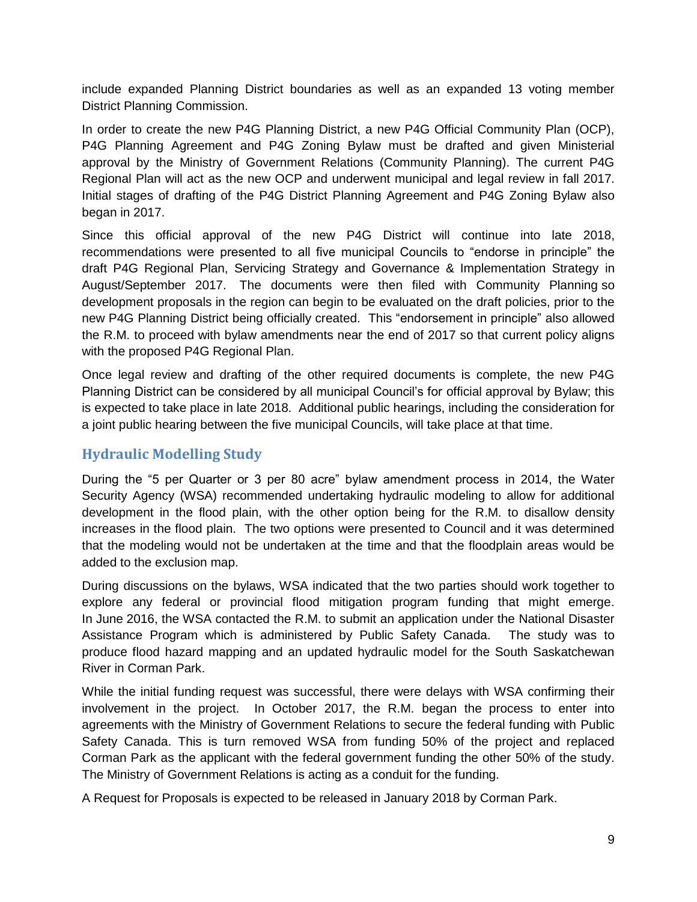include expanded Planning District boundaries as well as an expanded 13 voting member District Planning Commission.

In order to create the new P4G Planning District, a new P4G Official Community Plan (OCP), P4G Planning Agreement and P4G Zoning Bylaw must be drafted and given Ministerial approval by the Ministry of Government Relations (Community Planning). The current P4G Regional Plan will act as the new OCP and underwent municipal and legal review in fall 2017. Initial stages of drafting of the P4G District Planning Agreement and P4G Zoning Bylaw also began in 2017.

Since this official approval of the new P4G District will continue into late 2018, recommendations were presented to all five municipal Councils to "endorse in principle" the draft P4G Regional Plan, Servicing Strategy and Governance & Implementation Strategy in August/September 2017. The documents were then filed with Community Planning so development proposals in the region can begin to be evaluated on the draft policies, prior to the new P4G Planning District being officially created. This "endorsement in principle" also allowed the R.M. to proceed with bylaw amendments near the end of 2017 so that current policy aligns with the proposed P4G Regional Plan.

Once legal review and drafting of the other required documents is complete, the new P4G Planning District can be considered by all municipal Council's for official approval by Bylaw; this is expected to take place in late 2018. Additional public hearings, including the consideration for a joint public hearing between the five municipal Councils, will take place at that time.

## Hydraulic Modelling Study

During the "5 per Quarter or 3 per 80 acre" bylaw amendment process in 2014, the Water Security Agency (WSA) recommended undertaking hydraulic modeling to allow for additional development in the flood plain, with the other option being for the R.M. to disallow density increases in the flood plain. The two options were presented to Council and it was determined that the modeling would not be undertaken at the time and that the floodplain areas would be added to the exclusion map.

During discussions on the bylaws, WSA indicated that the two parties should work together to explore any federal or provincial flood mitigation program funding that might emerge. In June 2016, the WSA contacted the R.M. to submit an application under the National Disaster Assistance Program which is administered by Public Safety Canada. The study was to produce flood hazard mapping and an updated hydraulic model for the South Saskatchewan River in Corman Park.

While the initial funding request was successful, there were delays with WSA confirming their involvement in the project. In October 2017, the R.M. began the process to enter into agreements with the Ministry of Government Relations to secure the federal funding with Public Safety Canada. This is turn removed WSA from funding 50% of the project and replaced Corman Park as the applicant with the federal government funding the other 50% of the study. The Ministry of Government Relations is acting as a conduit for the funding.

A Request for Proposals is expected to be released in January 2018 by Corman Park.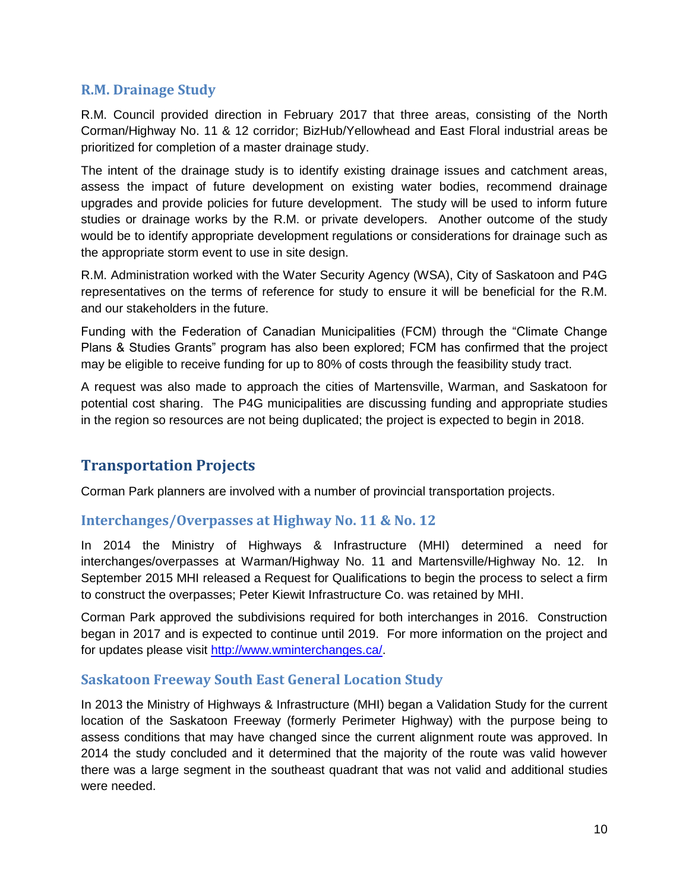### R.M. Drainage Study

R.M. Council provided direction in February 2017 that three areas, consisting of the North Corman/Highway No. 11 & 12 corridor; BizHub/Yellowhead and East Floral industrial areas be prioritized for completion of a master drainage study.

The intent of the drainage study is to identify existing drainage issues and catchment areas, assess the impact of future development on existing water bodies, recommend drainage upgrades and provide policies for future development. The study will be used to inform future studies or drainage works by the R.M. or private developers. Another outcome of the study would be to identify appropriate development regulations or considerations for drainage such as the appropriate storm event to use in site design.

R.M. Administration worked with the Water Security Agency (WSA), City of Saskatoon and P4G representatives on the terms of reference for study to ensure it will be beneficial for the R.M. and our stakeholders in the future.

Funding with the Federation of Canadian Municipalities (FCM) through the "Climate Change Plans & Studies Grants" program has also been explored; FCM has confirmed that the project may be eligible to receive funding for up to 80% of costs through the feasibility study tract.

A request was also made to approach the cities of Martensville, Warman, and Saskatoon for potential cost sharing. The P4G municipalities are discussing funding and appropriate studies in the region so resources are not being duplicated; the project is expected to begin in 2018.

## Transportation Projects

Corman Park planners are involved with a number of provincial transportation projects.

### Interchanges/Overpasses at Highway No. 11 & No. 12

In 2014 the Ministry of Highways & Infrastructure (MHI) determined a need for interchanges/overpasses at Warman/Highway No. 11 and Martensville/Highway No. 12. In September 2015 MHI released a Request for Qualifications to begin the process to select a firm to construct the overpasses; Peter Kiewit Infrastructure Co. was retained by MHI.

Corman Park approved the subdivisions required for both interchanges in 2016. Construction began in 2017 and is expected to continue until 2019. For more information on the project and for updates please visit [http://www.wminterchanges.ca/](http://www.wminterchanges.ca/).

### Saskatoon Freeway South East General Location Study

In 2013 the Ministry of Highways & Infrastructure (MHI) began a Validation Study for the current location of the Saskatoon Freeway (formerly Perimeter Highway) with the purpose being to assess conditions that may have changed since the current alignment route was approved. In 2014 the study concluded and it determined that the majority of the route was valid however there was a large segment in the southeast quadrant that was not valid and additional studies were needed.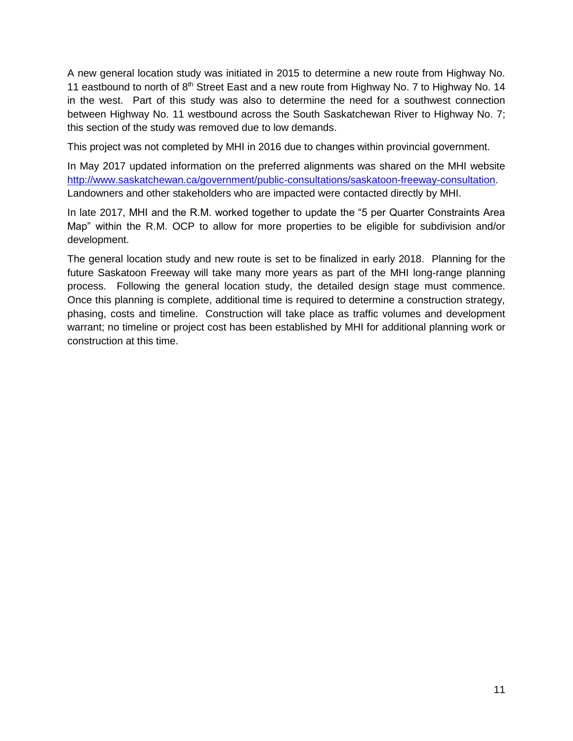A new general location study was initiated in 2015 to determine a new route from Highway No. 11 eastbound to north of 8th Street East and a new route from Highway No. 7 to Highway No. 14 in the west. Part of this study was also to determine the need for a southwest connection between Highway No. 11 westbound across the South Saskatchewan River to Highway No. 7; this section of the study was removed due to low demands.

This project was not completed by MHI in 2016 due to changes within provincial government.

In May 2017 updated information on the preferred alignments was shared on the MHI website http://www.saskatchewan.ca/government/public-consultations/saskatoon-freeway-consultation. Landowners and other stakeholders who are impacted were contacted directly by MHI.

In late 2017, MHI and the R.M. worked together to update the "5 per Quarter Constraints Area Map" within the R.M. OCP to allow for more properties to be eligible for subdivision and/or development.

The general location study and new route is set to be finalized in early 2018. Planning for the future Saskatoon Freeway will take many more years as part of the MHI long-range planning process. Following the general location study, the detailed design stage must commence. Once this planning is complete, additional time is required to determine a construction strategy, phasing, costs and timeline. Construction will take place as traffic volumes and development warrant; no timeline or project cost has been established by MHI for additional planning work or construction at this time.